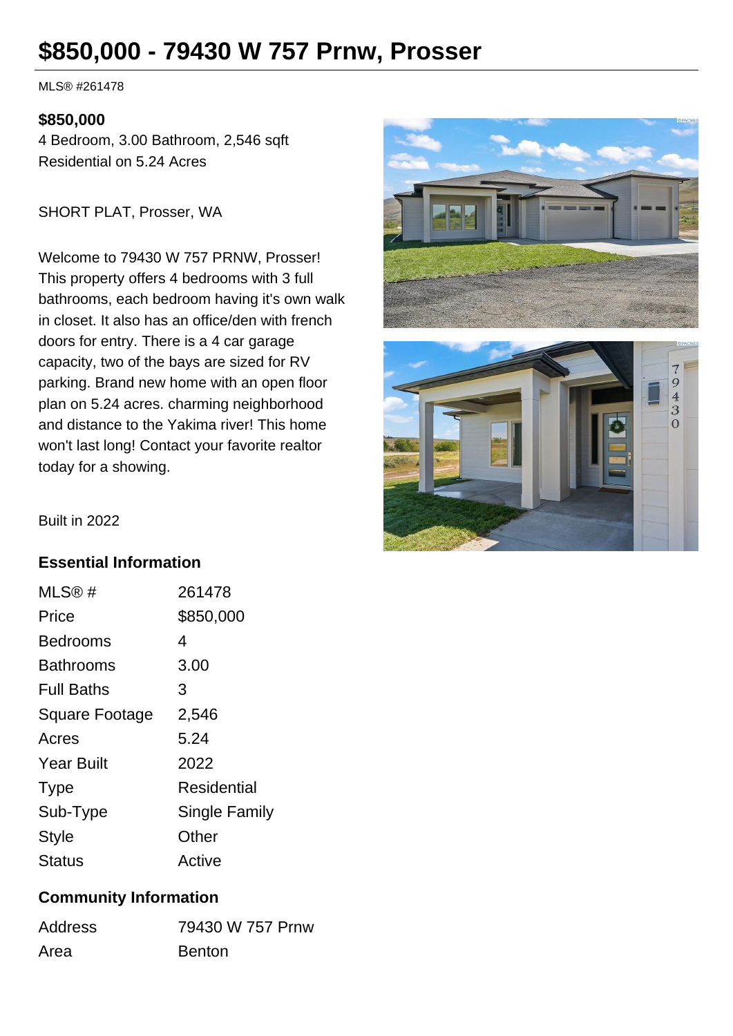# $850,000 - 79430 W 757 Prnw, Prosser

MLS® #261478

**$850,000**

4 Bedroom, 3.00 Bathroom, 2,546 sqft
Residential on 5.24 Acres

SHORT PLAT, Prosser, WA

Welcome to 79430 W 757 PRNW, Prosser! This property offers 4 bedrooms with 3 full bathrooms, each bedroom having it's own walk in closet. It also has an office/den with french doors for entry. There is a 4 car garage capacity, two of the bays are sized for RV parking. Brand new home with an open floor plan on 5.24 acres. charming neighborhood and distance to the Yakima river! This home won't last long! Contact your favorite realtor today for a showing.

Built in 2022

## Essential Information

| | |
|---|---|
| MLS® # | 261478 |
| Price | $850,000 |
| Bedrooms | 4 |
| Bathrooms | 3.00 |
| Full Baths | 3 |
| Square Footage | 2,546 |
| Acres | 5.24 |
| Year Built | 2022 |
| Type | Residential |
| Sub-Type | Single Family |
| Style | Other |
| Status | Active |

## Community Information

| | |
|---|---|
| Address | 79430 W 757 Prnw |
| Area | Benton |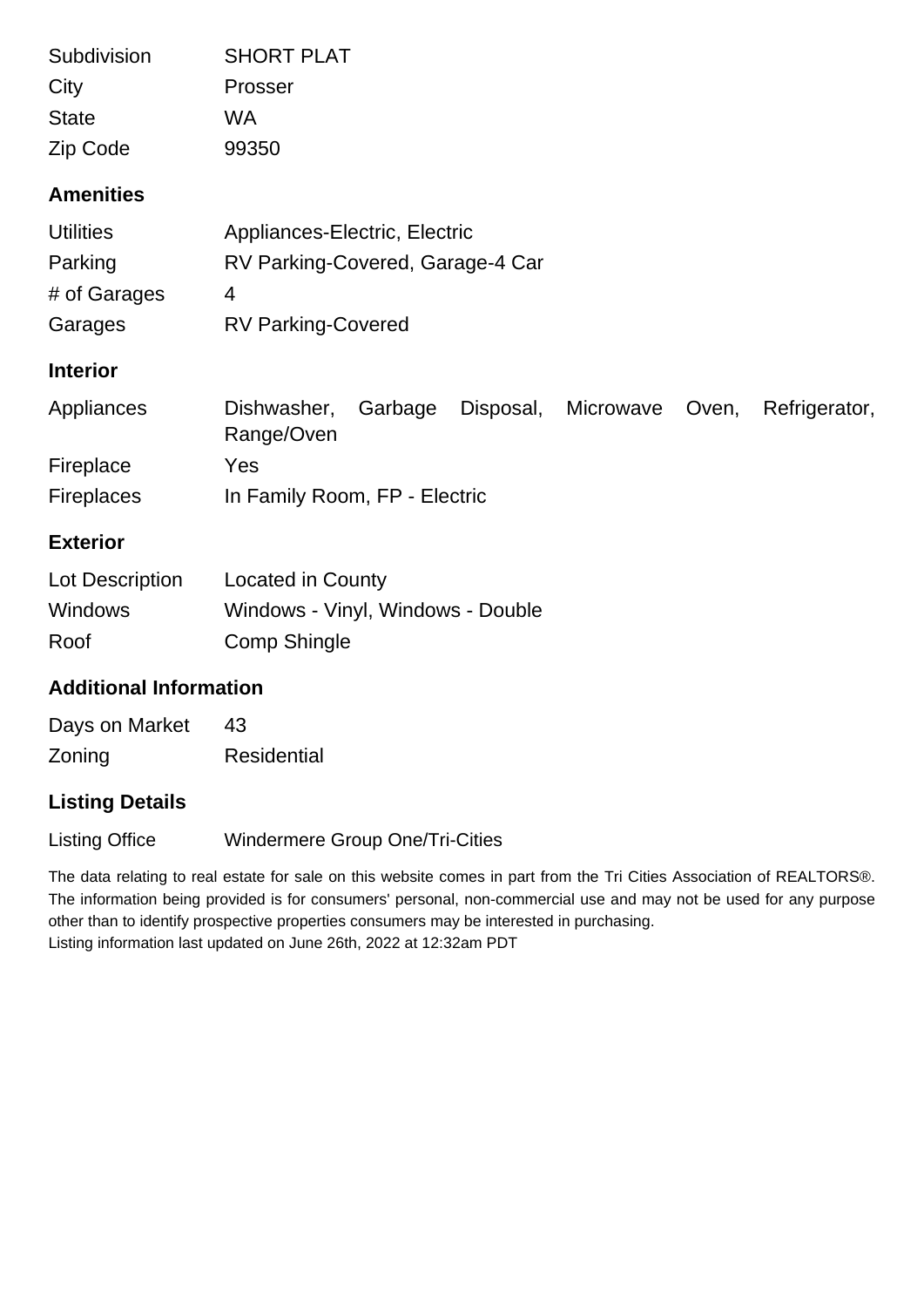| | |
|---|---|
| Subdivision | SHORT PLAT |
| City | Prosser |
| State | WA |
| Zip Code | 99350 |

## Amenities

| | |
|---|---|
| Utilities | Appliances-Electric, Electric |
| Parking | RV Parking-Covered, Garage-4 Car |
| # of Garages | 4 |
| Garages | RV Parking-Covered |

## Interior

| | |
|---|---|
| Appliances | Dishwasher, Garbage Disposal, Microwave Oven, Refrigerator, Range/Oven |
| Fireplace | Yes |
| Fireplaces | In Family Room, FP - Electric |

## Exterior

| | |
|---|---|
| Lot Description | Located in County |
| Windows | Windows - Vinyl, Windows - Double |
| Roof | Comp Shingle |

## Additional Information

| | |
|---|---|
| Days on Market | 43 |
| Zoning | Residential |

## Listing Details

| | |
|---|---|
| Listing Office | Windermere Group One/Tri-Cities |

The data relating to real estate for sale on this website comes in part from the Tri Cities Association of REALTORS®. The information being provided is for consumers' personal, non-commercial use and may not be used for any purpose other than to identify prospective properties consumers may be interested in purchasing.
Listing information last updated on June 26th, 2022 at 12:32am PDT